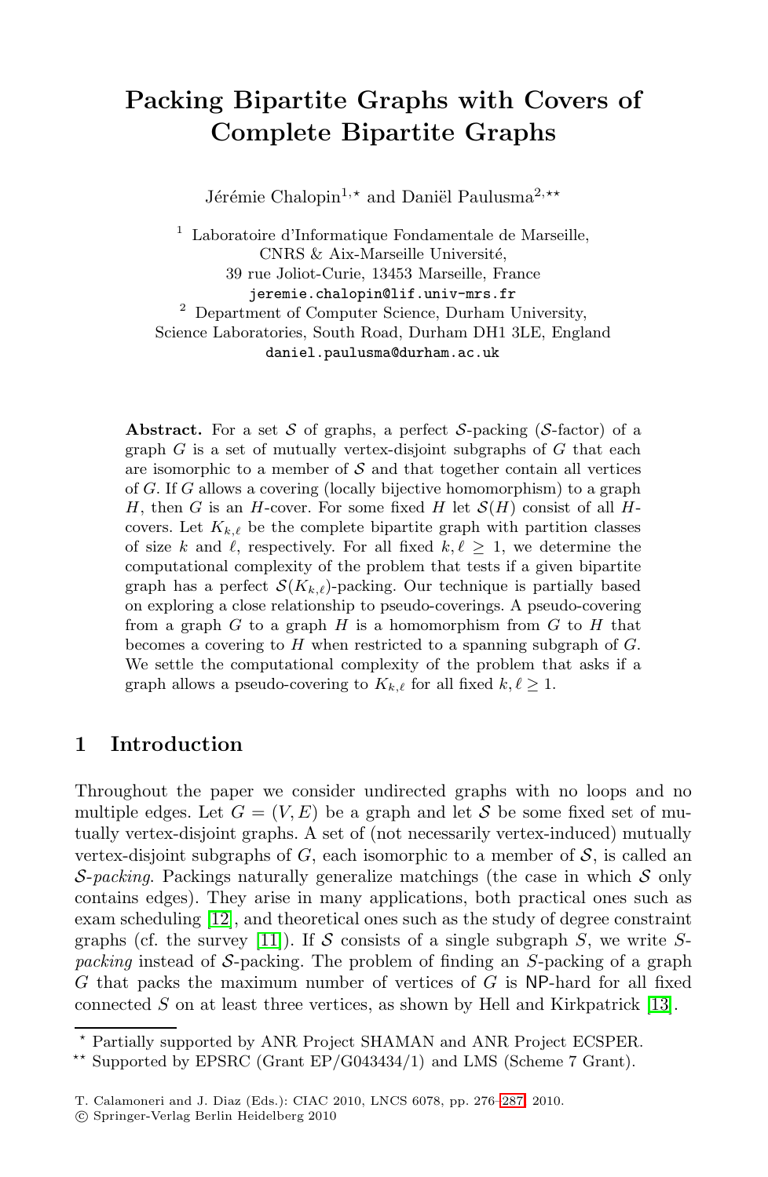# Packing Bipartite Graphs with Covers of Complete Bipartite Graphs

Jérémie Chalopin[1,⋆] and Daniël Paulusma[2,⋆⋆]

[1] Laboratoire d'Informatique Fondamentale de Marseille, CNRS & Aix-Marseille Université, 39 rue Joliot-Curie, 13453 Marseille, France
jeremie.chalopin@lif.univ-mrs.fr

[2] Department of Computer Science, Durham University, Science Laboratories, South Road, Durham DH1 3LE, England
daniel.paulusma@durham.ac.uk

**Abstract.** For a set $\mathcal{S}$ of graphs, a perfect $\mathcal{S}$-packing ($\mathcal{S}$-factor) of a graph $G$ is a set of mutually vertex-disjoint subgraphs of $G$ that each are isomorphic to a member of $\mathcal{S}$ and that together contain all vertices of $G$. If $G$ allows a covering (locally bijective homomorphism) to a graph $H$, then $G$ is an $H$-cover. For some fixed $H$ let $\mathcal{S}(H)$ consist of all $H$-covers. Let $K_{k,\ell}$ be the complete bipartite graph with partition classes of size $k$ and $\ell$, respectively. For all fixed $k, \ell \geq 1$, we determine the computational complexity of the problem that tests if a given bipartite graph has a perfect $\mathcal{S}(K_{k,\ell})$-packing. Our technique is partially based on exploring a close relationship to pseudo-coverings. A pseudo-covering from a graph $G$ to a graph $H$ is a homomorphism from $G$ to $H$ that becomes a covering to $H$ when restricted to a spanning subgraph of $G$. We settle the computational complexity of the problem that asks if a graph allows a pseudo-covering to $K_{k,\ell}$ for all fixed $k, \ell \geq 1$.

## 1 Introduction

Throughout the paper we consider undirected graphs with no loops and no multiple edges. Let $G = (V, E)$ be a graph and let $\mathcal{S}$ be some fixed set of mutually vertex-disjoint graphs. A set of (not necessarily vertex-induced) mutually vertex-disjoint subgraphs of $G$, each isomorphic to a member of $\mathcal{S}$, is called an *$\mathcal{S}$-packing*. Packings naturally generalize matchings (the case in which $\mathcal{S}$ only contains edges). They arise in many applications, both practical ones such as exam scheduling [12], and theoretical ones such as the study of degree constraint graphs (cf. the survey [11]). If $\mathcal{S}$ consists of a single subgraph $S$, we write *$S$-packing* instead of $\mathcal{S}$-packing. The problem of finding an $S$-packing of a graph $G$ that packs the maximum number of vertices of $G$ is NP-hard for all fixed connected $S$ on at least three vertices, as shown by Hell and Kirkpatrick [13].

⋆ Partially supported by ANR Project SHAMAN and ANR Project ECSPER.

⋆⋆ Supported by EPSRC (Grant EP/G043434/1) and LMS (Scheme 7 Grant).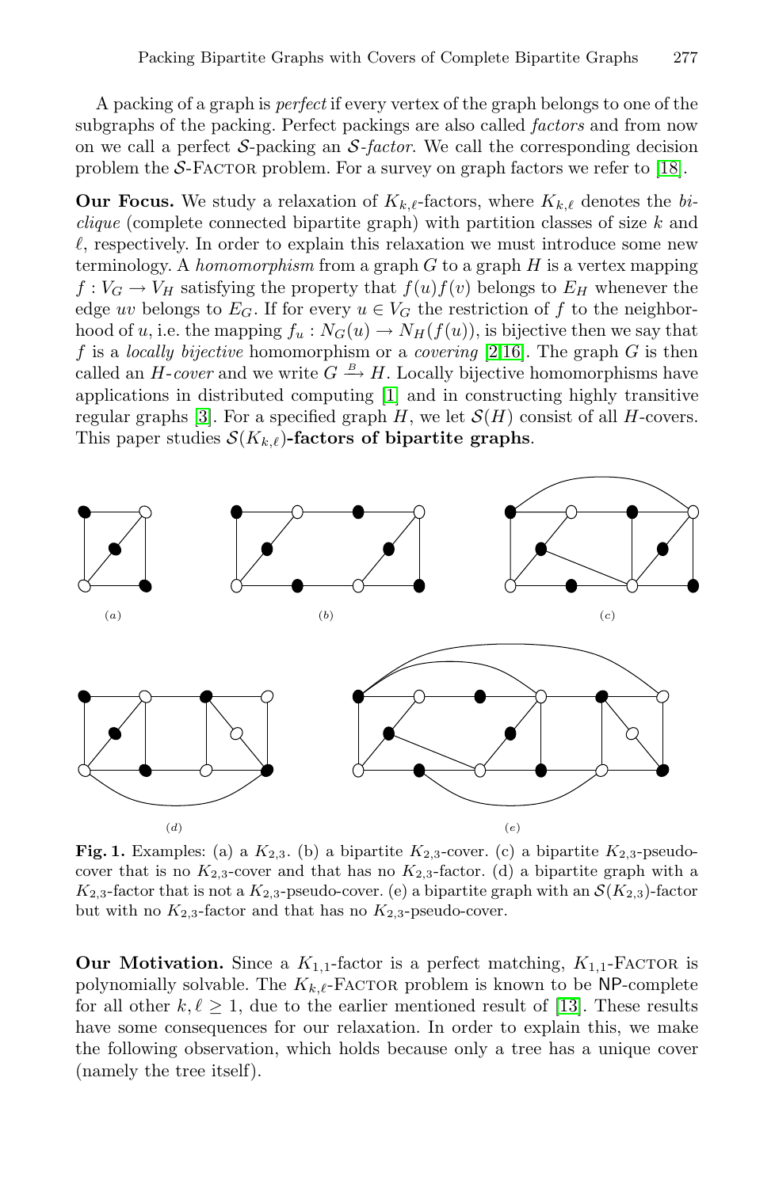A packing of a graph is *perfect* if every vertex of the graph belongs to one of the subgraphs of the packing. Perfect packings are also called *factors* and from now on we call a perfect $\mathcal{S}$-packing an $\mathcal{S}$*-factor*. We call the corresponding decision problem the $\mathcal{S}$-Factor problem. For a survey on graph factors we refer to [18].

**Our Focus.** We study a relaxation of $K_{k,\ell}$-factors, where $K_{k,\ell}$ denotes the *biclique* (complete connected bipartite graph) with partition classes of size $k$ and $\ell$, respectively. In order to explain this relaxation we must introduce some new terminology. A *homomorphism* from a graph $G$ to a graph $H$ is a vertex mapping $f : V_G \to V_H$ satisfying the property that $f(u)f(v)$ belongs to $E_H$ whenever the edge $uv$ belongs to $E_G$. If for every $u \in V_G$ the restriction of $f$ to the neighborhood of $u$, i.e. the mapping $f_u : N_G(u) \to N_H(f(u))$, is bijective then we say that $f$ is a *locally bijective* homomorphism or a *covering* [2,16]. The graph $G$ is then called an $H$*-cover* and we write $G \xrightarrow{B} H$. Locally bijective homomorphisms have applications in distributed computing [1] and in constructing highly transitive regular graphs [3]. For a specified graph $H$, we let $\mathcal{S}(H)$ consist of all $H$-covers. This paper studies $\mathcal{S}(K_{k,\ell})$**-factors of bipartite graphs**.

**Fig. 1.** Examples: (a) a $K_{2,3}$. (b) a bipartite $K_{2,3}$-cover. (c) a bipartite $K_{2,3}$-pseudo-cover that is no $K_{2,3}$-cover and that has no $K_{2,3}$-factor. (d) a bipartite graph with a $K_{2,3}$-factor that is not a $K_{2,3}$-pseudo-cover. (e) a bipartite graph with an $\mathcal{S}(K_{2,3})$-factor but with no $K_{2,3}$-factor and that has no $K_{2,3}$-pseudo-cover.

**Our Motivation.** Since a $K_{1,1}$-factor is a perfect matching, $K_{1,1}$-Factor is polynomially solvable. The $K_{k,\ell}$-Factor problem is known to be NP-complete for all other $k, \ell \geq 1$, due to the earlier mentioned result of [13]. These results have some consequences for our relaxation. In order to explain this, we make the following observation, which holds because only a tree has a unique cover (namely the tree itself).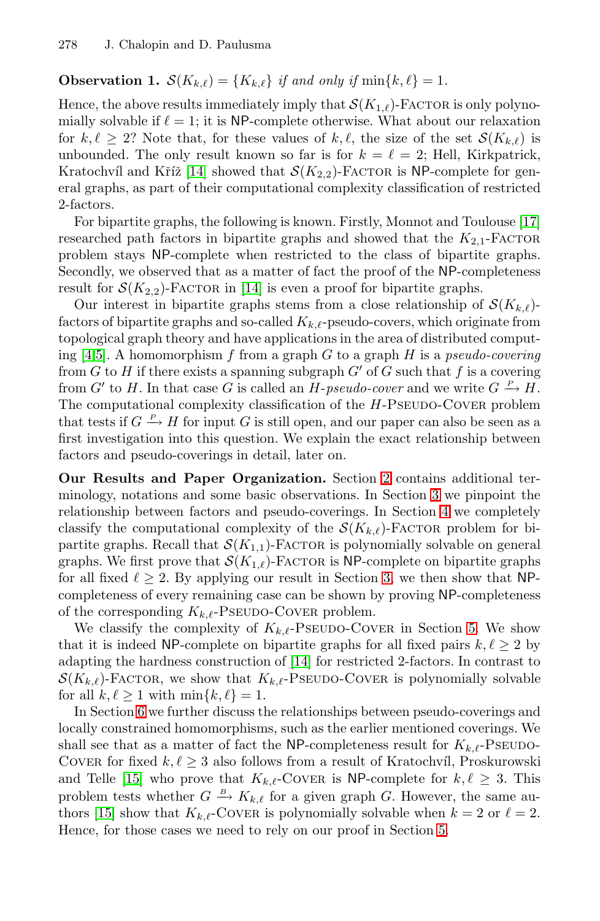**Observation 1.** *$\mathcal{S}(K_{k,\ell}) = \{K_{k,\ell}\}$ if and only if $\min\{k, \ell\} = 1$.*

Hence, the above results immediately imply that $\mathcal{S}(K_{1,\ell})$-Factor is only polynomially solvable if $\ell = 1$; it is NP-complete otherwise. What about our relaxation for $k, \ell \geq 2$? Note that, for these values of $k, \ell$, the size of the set $\mathcal{S}(K_{k,\ell})$ is unbounded. The only result known so far is for $k = \ell = 2$; Hell, Kirkpatrick, Kratochvíl and Kříž [14] showed that $\mathcal{S}(K_{2,2})$-Factor is NP-complete for general graphs, as part of their computational complexity classification of restricted 2-factors.

For bipartite graphs, the following is known. Firstly, Monnot and Toulouse [17] researched path factors in bipartite graphs and showed that the $K_{2,1}$-Factor problem stays NP-complete when restricted to the class of bipartite graphs. Secondly, we observed that as a matter of fact the proof of the NP-completeness result for $\mathcal{S}(K_{2,2})$-Factor in [14] is even a proof for bipartite graphs.

Our interest in bipartite graphs stems from a close relationship of $\mathcal{S}(K_{k,\ell})$-factors of bipartite graphs and so-called $K_{k,\ell}$-pseudo-covers, which originate from topological graph theory and have applications in the area of distributed computing [4,5]. A homomorphism $f$ from a graph $G$ to a graph $H$ is a *pseudo-covering* from $G$ to $H$ if there exists a spanning subgraph $G'$ of $G$ such that $f$ is a covering from $G'$ to $H$. In that case $G$ is called an *$H$-pseudo-cover* and we write $G \xrightarrow{P} H$. The computational complexity classification of the $H$-Pseudo-Cover problem that tests if $G \xrightarrow{P} H$ for input $G$ is still open, and our paper can also be seen as a first investigation into this question. We explain the exact relationship between factors and pseudo-coverings in detail, later on.

**Our Results and Paper Organization.** Section 2 contains additional terminology, notations and some basic observations. In Section 3 we pinpoint the relationship between factors and pseudo-coverings. In Section 4 we completely classify the computational complexity of the $\mathcal{S}(K_{k,\ell})$-Factor problem for bipartite graphs. Recall that $\mathcal{S}(K_{1,1})$-Factor is polynomially solvable on general graphs. We first prove that $\mathcal{S}(K_{1,\ell})$-Factor is NP-complete on bipartite graphs for all fixed $\ell \geq 2$. By applying our result in Section 3, we then show that NP-completeness of every remaining case can be shown by proving NP-completeness of the corresponding $K_{k,\ell}$-Pseudo-Cover problem.

We classify the complexity of $K_{k,\ell}$-Pseudo-Cover in Section 5. We show that it is indeed NP-complete on bipartite graphs for all fixed pairs $k, \ell \geq 2$ by adapting the hardness construction of [14] for restricted 2-factors. In contrast to $\mathcal{S}(K_{k,\ell})$-Factor, we show that $K_{k,\ell}$-Pseudo-Cover is polynomially solvable for all $k, \ell \geq 1$ with $\min\{k, \ell\} = 1$.

In Section 6 we further discuss the relationships between pseudo-coverings and locally constrained homomorphisms, such as the earlier mentioned coverings. We shall see that as a matter of fact the NP-completeness result for $K_{k,\ell}$-Pseudo-Cover for fixed $k, \ell \geq 3$ also follows from a result of Kratochvíl, Proskurowski and Telle [15] who prove that $K_{k,\ell}$-Cover is NP-complete for $k, \ell \geq 3$. This problem tests whether $G \xrightarrow{B} K_{k,\ell}$ for a given graph $G$. However, the same authors [15] show that $K_{k,\ell}$-Cover is polynomially solvable when $k = 2$ or $\ell = 2$. Hence, for those cases we need to rely on our proof in Section 5.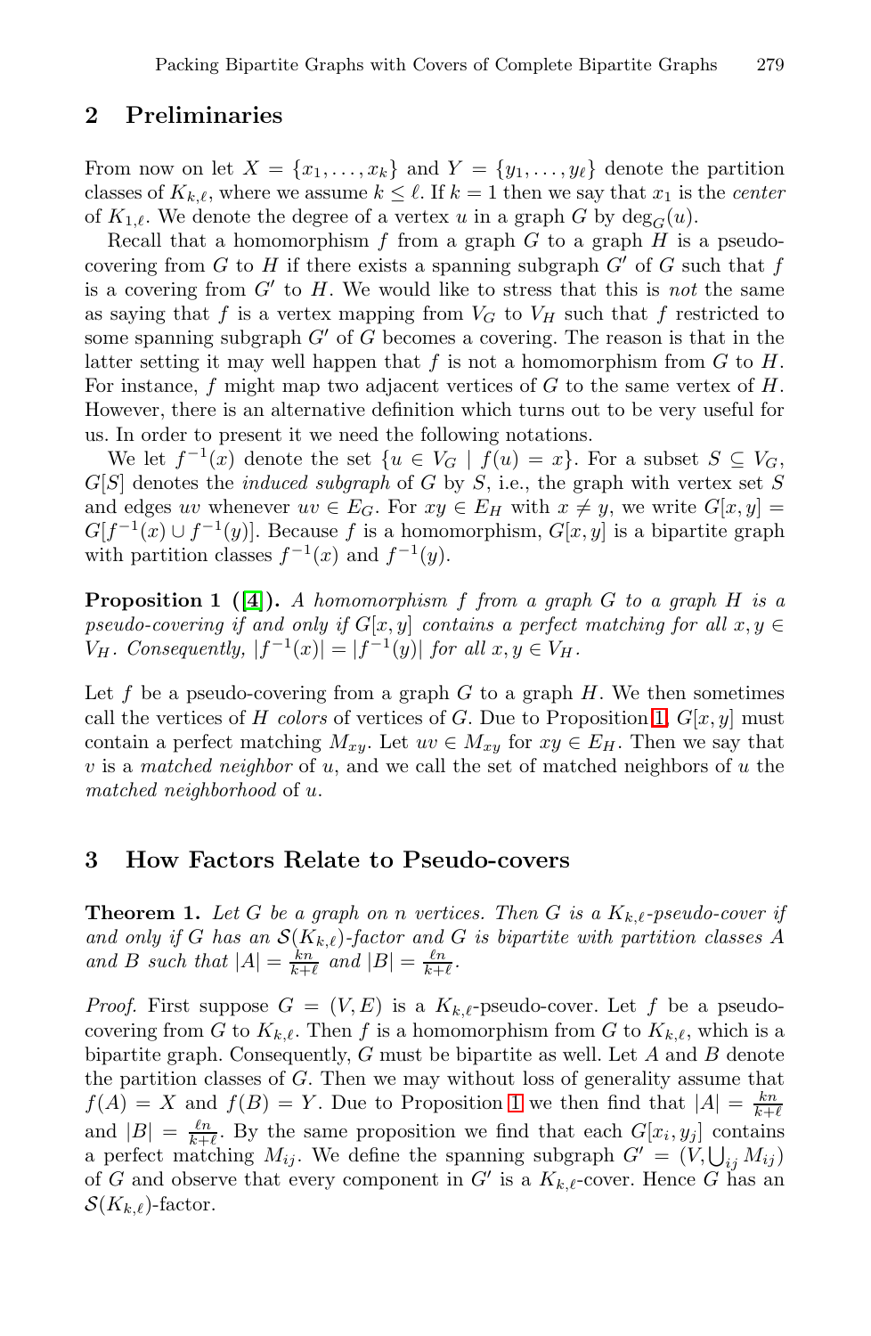## 2 Preliminaries

From now on let $X = \{x_1, \ldots, x_k\}$ and $Y = \{y_1, \ldots, y_\ell\}$ denote the partition classes of $K_{k,\ell}$, where we assume $k \leq \ell$. If $k = 1$ then we say that $x_1$ is the *center* of $K_{1,\ell}$. We denote the degree of a vertex $u$ in a graph $G$ by $\deg_G(u)$.

Recall that a homomorphism $f$ from a graph $G$ to a graph $H$ is a pseudo-covering from $G$ to $H$ if there exists a spanning subgraph $G'$ of $G$ such that $f$ is a covering from $G'$ to $H$. We would like to stress that this is *not* the same as saying that $f$ is a vertex mapping from $V_G$ to $V_H$ such that $f$ restricted to some spanning subgraph $G'$ of $G$ becomes a covering. The reason is that in the latter setting it may well happen that $f$ is not a homomorphism from $G$ to $H$. For instance, $f$ might map two adjacent vertices of $G$ to the same vertex of $H$. However, there is an alternative definition which turns out to be very useful for us. In order to present it we need the following notations.

We let $f^{-1}(x)$ denote the set $\{u \in V_G \mid f(u) = x\}$. For a subset $S \subseteq V_G$, $G[S]$ denotes the *induced subgraph* of $G$ by $S$, i.e., the graph with vertex set $S$ and edges $uv$ whenever $uv \in E_G$. For $xy \in E_H$ with $x \neq y$, we write $G[x, y] = G[f^{-1}(x) \cup f^{-1}(y)]$. Because $f$ is a homomorphism, $G[x, y]$ is a bipartite graph with partition classes $f^{-1}(x)$ and $f^{-1}(y)$.

**Proposition 1 ([4]).** *A homomorphism $f$ from a graph $G$ to a graph $H$ is a pseudo-covering if and only if $G[x, y]$ contains a perfect matching for all $x, y \in V_H$. Consequently, $|f^{-1}(x)| = |f^{-1}(y)|$ for all $x, y \in V_H$.*

Let $f$ be a pseudo-covering from a graph $G$ to a graph $H$. We then sometimes call the vertices of $H$ *colors* of vertices of $G$. Due to Proposition 1, $G[x, y]$ must contain a perfect matching $M_{xy}$. Let $uv \in M_{xy}$ for $xy \in E_H$. Then we say that $v$ is a *matched neighbor* of $u$, and we call the set of matched neighbors of $u$ the *matched neighborhood* of $u$.

## 3 How Factors Relate to Pseudo-covers

**Theorem 1.** *Let $G$ be a graph on $n$ vertices. Then $G$ is a $K_{k,\ell}$-pseudo-cover if and only if $G$ has an $\mathcal{S}(K_{k,\ell})$-factor and $G$ is bipartite with partition classes $A$ and $B$ such that $|A| = \frac{kn}{k+\ell}$ and $|B| = \frac{\ell n}{k+\ell}$.*

*Proof.* First suppose $G = (V, E)$ is a $K_{k,\ell}$-pseudo-cover. Let $f$ be a pseudo-covering from $G$ to $K_{k,\ell}$. Then $f$ is a homomorphism from $G$ to $K_{k,\ell}$, which is a bipartite graph. Consequently, $G$ must be bipartite as well. Let $A$ and $B$ denote the partition classes of $G$. Then we may without loss of generality assume that $f(A) = X$ and $f(B) = Y$. Due to Proposition 1 we then find that $|A| = \frac{kn}{k+\ell}$ and $|B| = \frac{\ell n}{k+\ell}$. By the same proposition we find that each $G[x_i, y_j]$ contains a perfect matching $M_{ij}$. We define the spanning subgraph $G' = (V, \bigcup_{ij} M_{ij})$ of $G$ and observe that every component in $G'$ is a $K_{k,\ell}$-cover. Hence $G$ has an $\mathcal{S}(K_{k,\ell})$-factor.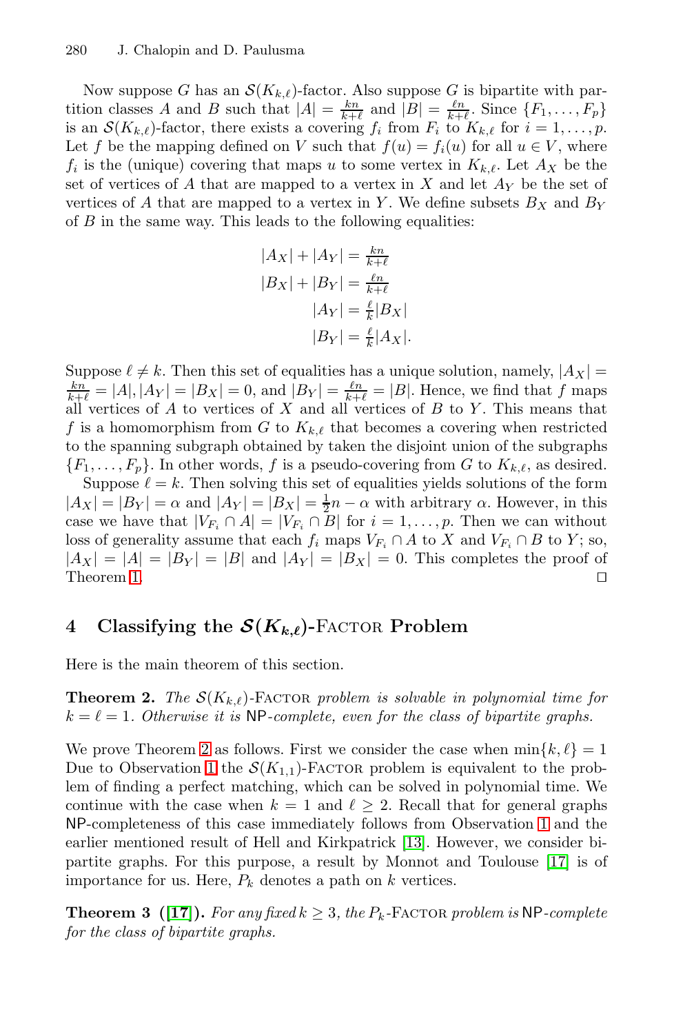Now suppose $G$ has an $\mathcal{S}(K_{k,\ell})$-factor. Also suppose $G$ is bipartite with partition classes $A$ and $B$ such that $|A| = \frac{kn}{k+\ell}$ and $|B| = \frac{\ell n}{k+\ell}$. Since $\{F_1, \ldots, F_p\}$ is an $\mathcal{S}(K_{k,\ell})$-factor, there exists a covering $f_i$ from $F_i$ to $K_{k,\ell}$ for $i = 1, \ldots, p$. Let $f$ be the mapping defined on $V$ such that $f(u) = f_i(u)$ for all $u \in V$, where $f_i$ is the (unique) covering that maps $u$ to some vertex in $K_{k,\ell}$. Let $A_X$ be the set of vertices of $A$ that are mapped to a vertex in $X$ and let $A_Y$ be the set of vertices of $A$ that are mapped to a vertex in $Y$. We define subsets $B_X$ and $B_Y$ of $B$ in the same way. This leads to the following equalities:

$$
\begin{aligned}
|A_X| + |A_Y| &= \tfrac{kn}{k+\ell} \\
|B_X| + |B_Y| &= \tfrac{\ell n}{k+\ell} \\
|A_Y| &= \tfrac{\ell}{k}|B_X| \\
|B_Y| &= \tfrac{\ell}{k}|A_X|.
\end{aligned}
$$

Suppose $\ell \neq k$. Then this set of equalities has a unique solution, namely, $|A_X| = \frac{kn}{k+\ell} = |A|, |A_Y| = |B_X| = 0$, and $|B_Y| = \frac{\ell n}{k+\ell} = |B|$. Hence, we find that $f$ maps all vertices of $A$ to vertices of $X$ and all vertices of $B$ to $Y$. This means that $f$ is a homomorphism from $G$ to $K_{k,\ell}$ that becomes a covering when restricted to the spanning subgraph obtained by taken the disjoint union of the subgraphs $\{F_1, \ldots, F_p\}$. In other words, $f$ is a pseudo-covering from $G$ to $K_{k,\ell}$, as desired.

Suppose $\ell = k$. Then solving this set of equalities yields solutions of the form $|A_X| = |B_Y| = \alpha$ and $|A_Y| = |B_X| = \frac{1}{2}n - \alpha$ with arbitrary $\alpha$. However, in this case we have that $|V_{F_i} \cap A| = |V_{F_i} \cap B|$ for $i = 1, \ldots, p$. Then we can without loss of generality assume that each $f_i$ maps $V_{F_i} \cap A$ to $X$ and $V_{F_i} \cap B$ to $Y$; so, $|A_X| = |A| = |B_Y| = |B|$ and $|A_Y| = |B_X| = 0$. This completes the proof of Theorem 1. ◻

## 4 Classifying the $\mathcal{S}(K_{k,\ell})$-Factor Problem

Here is the main theorem of this section.

**Theorem 2.** *The $\mathcal{S}(K_{k,\ell})$-*Factor *problem is solvable in polynomial time for $k = \ell = 1$. Otherwise it is* NP*-complete, even for the class of bipartite graphs.*

We prove Theorem 2 as follows. First we consider the case when $\min\{k, \ell\} = 1$ Due to Observation 1 the $\mathcal{S}(K_{1,1})$-Factor problem is equivalent to the problem of finding a perfect matching, which can be solved in polynomial time. We continue with the case when $k = 1$ and $\ell \geq 2$. Recall that for general graphs NP-completeness of this case immediately follows from Observation 1 and the earlier mentioned result of Hell and Kirkpatrick [13]. However, we consider bipartite graphs. For this purpose, a result by Monnot and Toulouse [17] is of importance for us. Here, $P_k$ denotes a path on $k$ vertices.

**Theorem 3 ([17]).** *For any fixed $k \geq 3$, the $P_k$-*Factor *problem is* NP*-complete for the class of bipartite graphs.*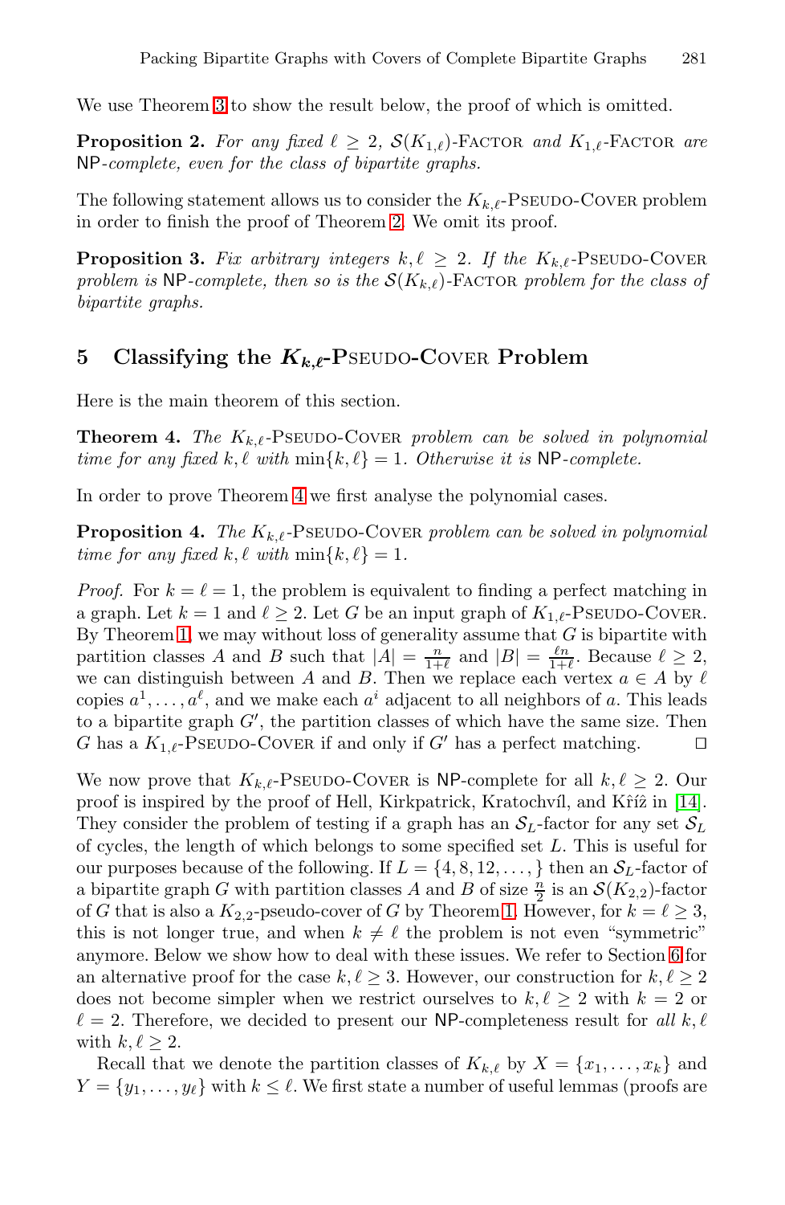We use Theorem 3 to show the result below, the proof of which is omitted.

**Proposition 2.** *For any fixed $\ell \geq 2$, $\mathcal{S}(K_{1,\ell})$-Factor and $K_{1,\ell}$-Factor are* NP*-complete, even for the class of bipartite graphs.*

The following statement allows us to consider the $K_{k,\ell}$-Pseudo-Cover problem in order to finish the proof of Theorem 2. We omit its proof.

**Proposition 3.** *Fix arbitrary integers $k, \ell \geq 2$. If the $K_{k,\ell}$-Pseudo-Cover problem is* NP*-complete, then so is the $\mathcal{S}(K_{k,\ell})$-Factor problem for the class of bipartite graphs.*

## 5 Classifying the $K_{k,\ell}$-Pseudo-Cover Problem

Here is the main theorem of this section.

**Theorem 4.** *The $K_{k,\ell}$-Pseudo-Cover problem can be solved in polynomial time for any fixed $k, \ell$ with $\min\{k, \ell\} = 1$. Otherwise it is* NP*-complete.*

In order to prove Theorem 4 we first analyse the polynomial cases.

**Proposition 4.** *The $K_{k,\ell}$-Pseudo-Cover problem can be solved in polynomial time for any fixed $k, \ell$ with $\min\{k, \ell\} = 1$.*

*Proof.* For $k = \ell = 1$, the problem is equivalent to finding a perfect matching in a graph. Let $k = 1$ and $\ell \geq 2$. Let $G$ be an input graph of $K_{1,\ell}$-Pseudo-Cover. By Theorem 1, we may without loss of generality assume that $G$ is bipartite with partition classes $A$ and $B$ such that $|A| = \frac{n}{1+\ell}$ and $|B| = \frac{\ell n}{1+\ell}$. Because $\ell \geq 2$, we can distinguish between $A$ and $B$. Then we replace each vertex $a \in A$ by $\ell$ copies $a^1, \ldots, a^\ell$, and we make each $a^i$ adjacent to all neighbors of $a$. This leads to a bipartite graph $G'$, the partition classes of which have the same size. Then $G$ has a $K_{1,\ell}$-Pseudo-Cover if and only if $G'$ has a perfect matching. ◻

We now prove that $K_{k,\ell}$-Pseudo-Cover is NP-complete for all $k, \ell \geq 2$. Our proof is inspired by the proof of Hell, Kirkpatrick, Kratochvíl, and Kříž in [14]. They consider the problem of testing if a graph has an $\mathcal{S}_L$-factor for any set $\mathcal{S}_L$ of cycles, the length of which belongs to some specified set $L$. This is useful for our purposes because of the following. If $L = \{4, 8, 12, \ldots, \}$ then an $\mathcal{S}_L$-factor of a bipartite graph $G$ with partition classes $A$ and $B$ of size $\frac{n}{2}$ is an $\mathcal{S}(K_{2,2})$-factor of $G$ that is also a $K_{2,2}$-pseudo-cover of $G$ by Theorem 1. However, for $k = \ell \geq 3$, this is not longer true, and when $k \neq \ell$ the problem is not even "symmetric" anymore. Below we show how to deal with these issues. We refer to Section 6 for an alternative proof for the case $k, \ell \geq 3$. However, our construction for $k, \ell \geq 2$ does not become simpler when we restrict ourselves to $k, \ell \geq 2$ with $k = 2$ or $\ell = 2$. Therefore, we decided to present our NP-completeness result for *all* $k, \ell$ with $k, \ell \geq 2$.

Recall that we denote the partition classes of $K_{k,\ell}$ by $X = \{x_1, \ldots, x_k\}$ and $Y = \{y_1, \ldots, y_\ell\}$ with $k \leq \ell$. We first state a number of useful lemmas (proofs are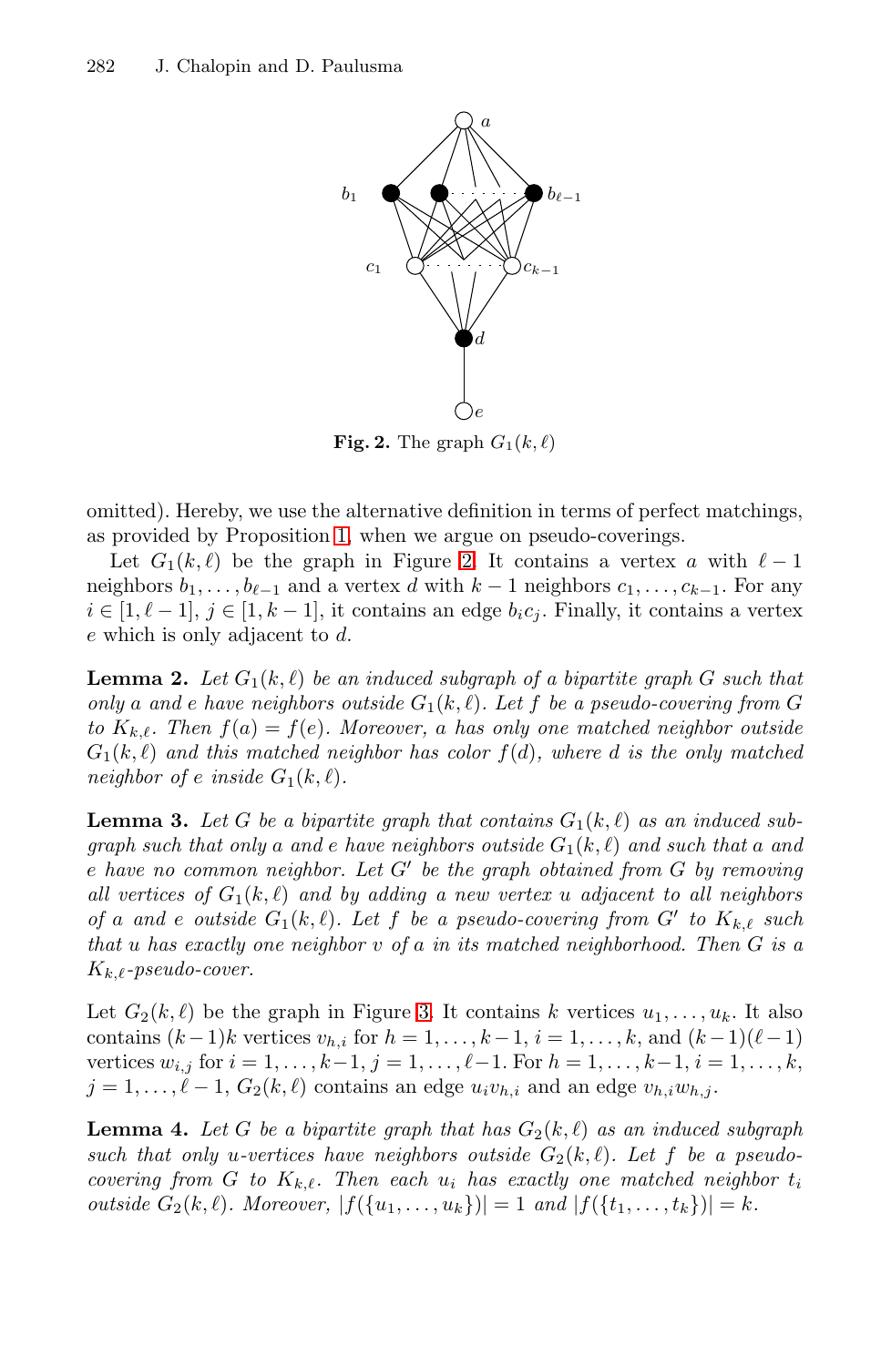**Fig. 2.** The graph $G_1(k, \ell)$

omitted). Hereby, we use the alternative definition in terms of perfect matchings, as provided by Proposition 1, when we argue on pseudo-coverings.

Let $G_1(k, \ell)$ be the graph in Figure 2. It contains a vertex $a$ with $\ell - 1$ neighbors $b_1, \ldots, b_{\ell-1}$ and a vertex $d$ with $k - 1$ neighbors $c_1, \ldots, c_{k-1}$. For any $i \in [1, \ell - 1]$, $j \in [1, k - 1]$, it contains an edge $b_i c_j$. Finally, it contains a vertex $e$ which is only adjacent to $d$.

**Lemma 2.** *Let $G_1(k, \ell)$ be an induced subgraph of a bipartite graph $G$ such that only $a$ and $e$ have neighbors outside $G_1(k, \ell)$. Let $f$ be a pseudo-covering from $G$ to $K_{k,\ell}$. Then $f(a) = f(e)$. Moreover, $a$ has only one matched neighbor outside $G_1(k, \ell)$ and this matched neighbor has color $f(d)$, where $d$ is the only matched neighbor of $e$ inside $G_1(k, \ell)$.*

**Lemma 3.** *Let $G$ be a bipartite graph that contains $G_1(k, \ell)$ as an induced subgraph such that only $a$ and $e$ have neighbors outside $G_1(k, \ell)$ and such that $a$ and $e$ have no common neighbor. Let $G'$ be the graph obtained from $G$ by removing all vertices of $G_1(k, \ell)$ and by adding a new vertex $u$ adjacent to all neighbors of $a$ and $e$ outside $G_1(k, \ell)$. Let $f$ be a pseudo-covering from $G'$ to $K_{k,\ell}$ such that $u$ has exactly one neighbor $v$ of $a$ in its matched neighborhood. Then $G$ is a $K_{k,\ell}$-pseudo-cover.*

Let $G_2(k, \ell)$ be the graph in Figure 3. It contains $k$ vertices $u_1, \ldots, u_k$. It also contains $(k-1)k$ vertices $v_{h,i}$ for $h = 1, \ldots, k-1$, $i = 1, \ldots, k$, and $(k-1)(\ell-1)$ vertices $w_{i,j}$ for $i = 1, \ldots, k-1$, $j = 1, \ldots, \ell-1$. For $h = 1, \ldots, k-1$, $i = 1, \ldots, k$, $j = 1, \ldots, \ell - 1$, $G_2(k, \ell)$ contains an edge $u_i v_{h,i}$ and an edge $v_{h,i} w_{h,j}$.

**Lemma 4.** *Let $G$ be a bipartite graph that has $G_2(k, \ell)$ as an induced subgraph such that only $u$-vertices have neighbors outside $G_2(k, \ell)$. Let $f$ be a pseudo-covering from $G$ to $K_{k,\ell}$. Then each $u_i$ has exactly one matched neighbor $t_i$ outside $G_2(k, \ell)$. Moreover, $|f(\{u_1, \ldots, u_k\})| = 1$ and $|f(\{t_1, \ldots, t_k\})| = k$.*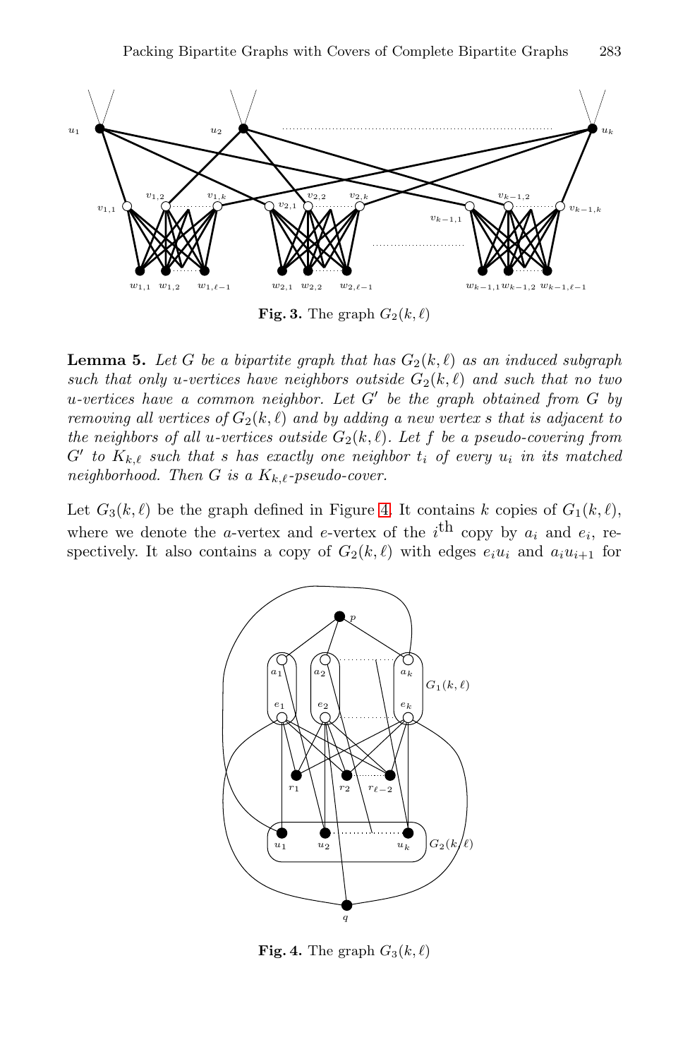**Fig. 3.** The graph $G_2(k, \ell)$

**Lemma 5.** *Let $G$ be a bipartite graph that has $G_2(k, \ell)$ as an induced subgraph such that only u-vertices have neighbors outside $G_2(k, \ell)$ and such that no two u-vertices have a common neighbor. Let $G'$ be the graph obtained from $G$ by removing all vertices of $G_2(k, \ell)$ and by adding a new vertex $s$ that is adjacent to the neighbors of all u-vertices outside $G_2(k, \ell)$. Let $f$ be a pseudo-covering from $G'$ to $K_{k,\ell}$ such that $s$ has exactly one neighbor $t_i$ of every $u_i$ in its matched neighborhood. Then $G$ is a $K_{k,\ell}$-pseudo-cover.*

Let $G_3(k, \ell)$ be the graph defined in Figure 4. It contains $k$ copies of $G_1(k, \ell)$, where we denote the $a$-vertex and $e$-vertex of the $i^{\text{th}}$ copy by $a_i$ and $e_i$, respectively. It also contains a copy of $G_2(k, \ell)$ with edges $e_i u_i$ and $a_i u_{i+1}$ for

**Fig. 4.** The graph $G_3(k, \ell)$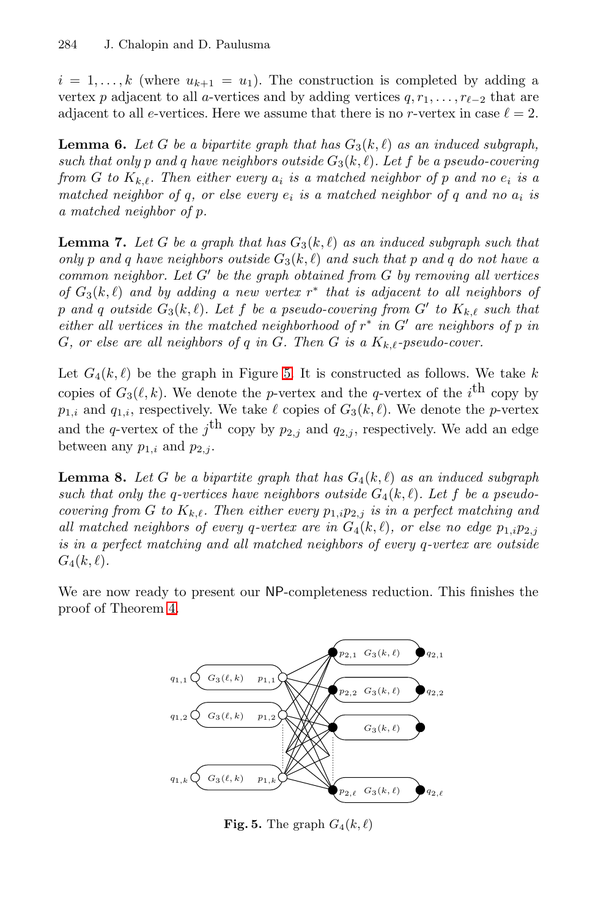$i = 1, \ldots, k$ (where $u_{k+1} = u_1$). The construction is completed by adding a vertex $p$ adjacent to all $a$-vertices and by adding vertices $q, r_1, \ldots, r_{\ell-2}$ that are adjacent to all $e$-vertices. Here we assume that there is no $r$-vertex in case $\ell = 2$.

**Lemma 6.** *Let $G$ be a bipartite graph that has $G_3(k,\ell)$ as an induced subgraph, such that only $p$ and $q$ have neighbors outside $G_3(k,\ell)$. Let $f$ be a pseudo-covering from $G$ to $K_{k,\ell}$. Then either every $a_i$ is a matched neighbor of $p$ and no $e_i$ is a matched neighbor of $q$, or else every $e_i$ is a matched neighbor of $q$ and no $a_i$ is a matched neighbor of $p$.*

**Lemma 7.** *Let $G$ be a graph that has $G_3(k,\ell)$ as an induced subgraph such that only $p$ and $q$ have neighbors outside $G_3(k,\ell)$ and such that $p$ and $q$ do not have a common neighbor. Let $G'$ be the graph obtained from $G$ by removing all vertices of $G_3(k,\ell)$ and by adding a new vertex $r^*$ that is adjacent to all neighbors of $p$ and $q$ outside $G_3(k,\ell)$. Let $f$ be a pseudo-covering from $G'$ to $K_{k,\ell}$ such that either all vertices in the matched neighborhood of $r^*$ in $G'$ are neighbors of $p$ in $G$, or else are all neighbors of $q$ in $G$. Then $G$ is a $K_{k,\ell}$-pseudo-cover.*

Let $G_4(k,\ell)$ be the graph in Figure 5. It is constructed as follows. We take $k$ copies of $G_3(\ell,k)$. We denote the $p$-vertex and the $q$-vertex of the $i^{\text{th}}$ copy by $p_{1,i}$ and $q_{1,i}$, respectively. We take $\ell$ copies of $G_3(k,\ell)$. We denote the $p$-vertex and the $q$-vertex of the $j^{\text{th}}$ copy by $p_{2,j}$ and $q_{2,j}$, respectively. We add an edge between any $p_{1,i}$ and $p_{2,j}$.

**Lemma 8.** *Let $G$ be a bipartite graph that has $G_4(k,\ell)$ as an induced subgraph such that only the $q$-vertices have neighbors outside $G_4(k,\ell)$. Let $f$ be a pseudo-covering from $G$ to $K_{k,\ell}$. Then either every $p_{1,i}p_{2,j}$ is in a perfect matching and all matched neighbors of every $q$-vertex are in $G_4(k,\ell)$, or else no edge $p_{1,i}p_{2,j}$ is in a perfect matching and all matched neighbors of every $q$-vertex are outside $G_4(k,\ell)$.*

We are now ready to present our NP-completeness reduction. This finishes the proof of Theorem 4.

**Fig. 5.** The graph $G_4(k,\ell)$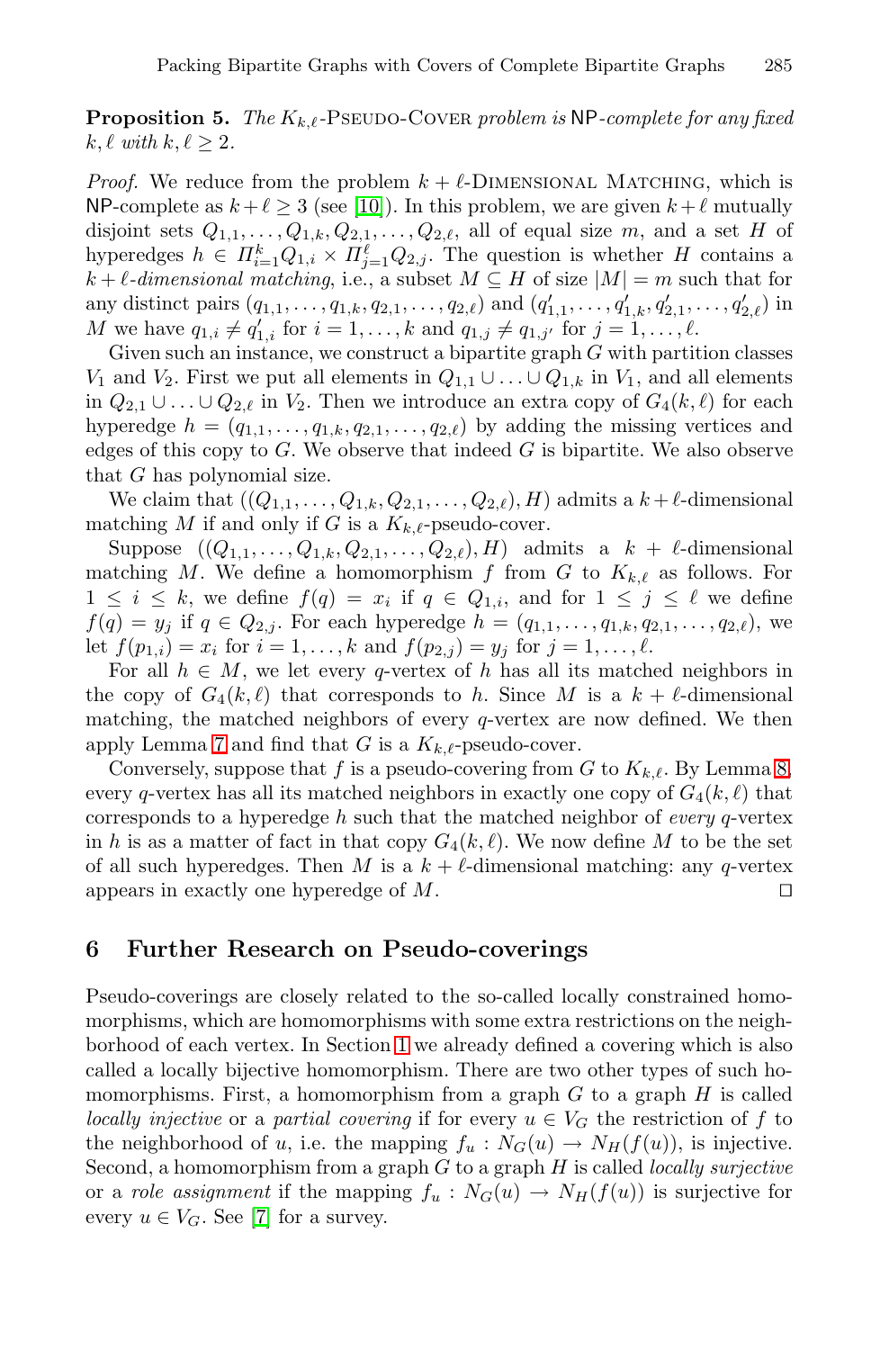**Proposition 5.** *The $K_{k,\ell}$-Pseudo-Cover problem is* NP*-complete for any fixed $k, \ell$ with $k, \ell \geq 2$.*

*Proof.* We reduce from the problem $k + \ell$-Dimensional Matching, which is NP-complete as $k+\ell \geq 3$ (see [10]). In this problem, we are given $k+\ell$ mutually disjoint sets $Q_{1,1}, \ldots, Q_{1,k}, Q_{2,1}, \ldots, Q_{2,\ell}$, all of equal size $m$, and a set $H$ of hyperedges $h \in \Pi_{i=1}^{k} Q_{1,i} \times \Pi_{j=1}^{\ell} Q_{2,j}$. The question is whether $H$ contains a $k+\ell$*-dimensional matching*, i.e., a subset $M \subseteq H$ of size $|M| = m$ such that for any distinct pairs $(q_{1,1}, \ldots, q_{1,k}, q_{2,1}, \ldots, q_{2,\ell})$ and $(q'_{1,1}, \ldots, q'_{1,k}, q'_{2,1}, \ldots, q'_{2,\ell})$ in $M$ we have $q_{1,i} \neq q'_{1,i}$ for $i = 1, \ldots, k$ and $q_{1,j} \neq q_{1,j'}$ for $j = 1, \ldots, \ell$.

Given such an instance, we construct a bipartite graph $G$ with partition classes $V_1$ and $V_2$. First we put all elements in $Q_{1,1} \cup \ldots \cup Q_{1,k}$ in $V_1$, and all elements in $Q_{2,1} \cup \ldots \cup Q_{2,\ell}$ in $V_2$. Then we introduce an extra copy of $G_4(k,\ell)$ for each hyperedge $h = (q_{1,1}, \ldots, q_{1,k}, q_{2,1}, \ldots, q_{2,\ell})$ by adding the missing vertices and edges of this copy to $G$. We observe that indeed $G$ is bipartite. We also observe that $G$ has polynomial size.

We claim that $((Q_{1,1}, \ldots, Q_{1,k}, Q_{2,1}, \ldots, Q_{2,\ell}), H)$ admits a $k+\ell$-dimensional matching $M$ if and only if $G$ is a $K_{k,\ell}$-pseudo-cover.

Suppose $((Q_{1,1}, \ldots, Q_{1,k}, Q_{2,1}, \ldots, Q_{2,\ell}), H)$ admits a $k+\ell$-dimensional matching $M$. We define a homomorphism $f$ from $G$ to $K_{k,\ell}$ as follows. For $1 \leq i \leq k$, we define $f(q) = x_i$ if $q \in Q_{1,i}$, and for $1 \leq j \leq \ell$ we define $f(q) = y_j$ if $q \in Q_{2,j}$. For each hyperedge $h = (q_{1,1}, \ldots, q_{1,k}, q_{2,1}, \ldots, q_{2,\ell})$, we let $f(p_{1,i}) = x_i$ for $i = 1, \ldots, k$ and $f(p_{2,j}) = y_j$ for $j = 1, \ldots, \ell$.

For all $h \in M$, we let every $q$-vertex of $h$ has all its matched neighbors in the copy of $G_4(k,\ell)$ that corresponds to $h$. Since $M$ is a $k+\ell$-dimensional matching, the matched neighbors of every $q$-vertex are now defined. We then apply Lemma 7 and find that $G$ is a $K_{k,\ell}$-pseudo-cover.

Conversely, suppose that $f$ is a pseudo-covering from $G$ to $K_{k,\ell}$. By Lemma 8, every $q$-vertex has all its matched neighbors in exactly one copy of $G_4(k,\ell)$ that corresponds to a hyperedge $h$ such that the matched neighbor of *every* $q$-vertex in $h$ is as a matter of fact in that copy $G_4(k,\ell)$. We now define $M$ to be the set of all such hyperedges. Then $M$ is a $k+\ell$-dimensional matching: any $q$-vertex appears in exactly one hyperedge of $M$. ◻

## 6 Further Research on Pseudo-coverings

Pseudo-coverings are closely related to the so-called locally constrained homomorphisms, which are homomorphisms with some extra restrictions on the neighborhood of each vertex. In Section 1 we already defined a covering which is also called a locally bijective homomorphism. There are two other types of such homomorphisms. First, a homomorphism from a graph $G$ to a graph $H$ is called *locally injective* or a *partial covering* if for every $u \in V_G$ the restriction of $f$ to the neighborhood of $u$, i.e. the mapping $f_u : N_G(u) \to N_H(f(u))$, is injective. Second, a homomorphism from a graph $G$ to a graph $H$ is called *locally surjective* or a *role assignment* if the mapping $f_u : N_G(u) \to N_H(f(u))$ is surjective for every $u \in V_G$. See [7] for a survey.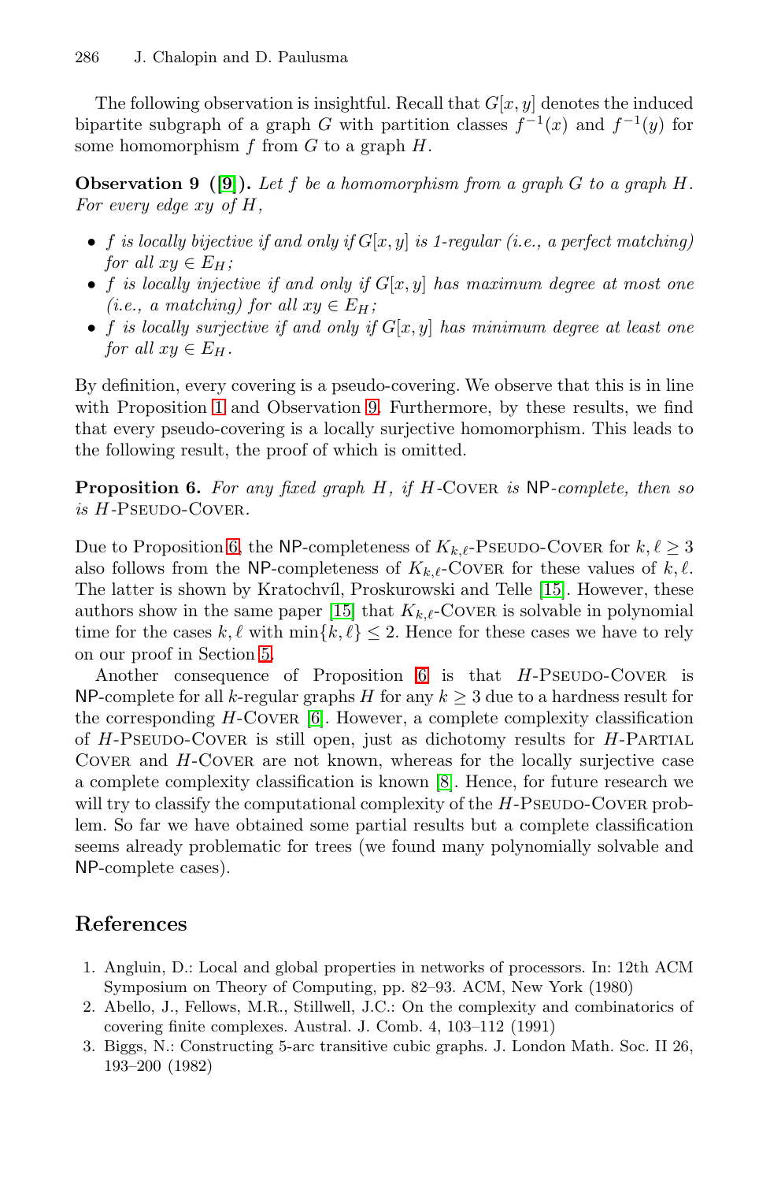The following observation is insightful. Recall that $G[x, y]$ denotes the induced bipartite subgraph of a graph $G$ with partition classes $f^{-1}(x)$ and $f^{-1}(y)$ for some homomorphism $f$ from $G$ to a graph $H$.

**Observation 9 ([9]).** *Let $f$ be a homomorphism from a graph $G$ to a graph $H$. For every edge $xy$ of $H$,*

- *$f$ is locally bijective if and only if $G[x, y]$ is 1-regular (i.e., a perfect matching) for all $xy \in E_H$;*
- *$f$ is locally injective if and only if $G[x, y]$ has maximum degree at most one (i.e., a matching) for all $xy \in E_H$;*
- *$f$ is locally surjective if and only if $G[x, y]$ has minimum degree at least one for all $xy \in E_H$.*

By definition, every covering is a pseudo-covering. We observe that this is in line with Proposition 1 and Observation 9. Furthermore, by these results, we find that every pseudo-covering is a locally surjective homomorphism. This leads to the following result, the proof of which is omitted.

**Proposition 6.** *For any fixed graph $H$, if $H$-Cover is* NP*-complete, then so is $H$-Pseudo-Cover.*

Due to Proposition 6, the NP-completeness of $K_{k,\ell}$-Pseudo-Cover for $k, \ell \geq 3$ also follows from the NP-completeness of $K_{k,\ell}$-Cover for these values of $k, \ell$. The latter is shown by Kratochvíl, Proskurowski and Telle [15]. However, these authors show in the same paper [15] that $K_{k,\ell}$-Cover is solvable in polynomial time for the cases $k, \ell$ with $\min\{k, \ell\} \leq 2$. Hence for these cases we have to rely on our proof in Section 5.

Another consequence of Proposition 6 is that $H$-Pseudo-Cover is NP-complete for all $k$-regular graphs $H$ for any $k \geq 3$ due to a hardness result for the corresponding $H$-Cover [6]. However, a complete complexity classification of $H$-Pseudo-Cover is still open, just as dichotomy results for $H$-Partial Cover and $H$-Cover are not known, whereas for the locally surjective case a complete complexity classification is known [8]. Hence, for future research we will try to classify the computational complexity of the $H$-Pseudo-Cover problem. So far we have obtained some partial results but a complete classification seems already problematic for trees (we found many polynomially solvable and NP-complete cases).

## References

1. Angluin, D.: Local and global properties in networks of processors. In: 12th ACM Symposium on Theory of Computing, pp. 82–93. ACM, New York (1980)
2. Abello, J., Fellows, M.R., Stillwell, J.C.: On the complexity and combinatorics of covering finite complexes. Austral. J. Comb. 4, 103–112 (1991)
3. Biggs, N.: Constructing 5-arc transitive cubic graphs. J. London Math. Soc. II 26, 193–200 (1982)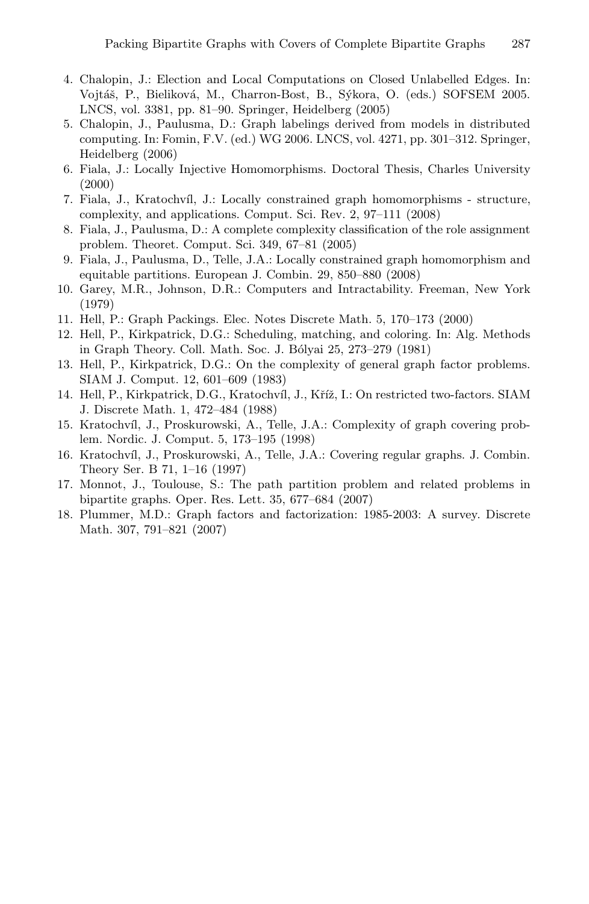4. Chalopin, J.: Election and Local Computations on Closed Unlabelled Edges. In: Vojtáš, P., Bieliková, M., Charron-Bost, B., Sýkora, O. (eds.) SOFSEM 2005. LNCS, vol. 3381, pp. 81–90. Springer, Heidelberg (2005)
5. Chalopin, J., Paulusma, D.: Graph labelings derived from models in distributed computing. In: Fomin, F.V. (ed.) WG 2006. LNCS, vol. 4271, pp. 301–312. Springer, Heidelberg (2006)
6. Fiala, J.: Locally Injective Homomorphisms. Doctoral Thesis, Charles University (2000)
7. Fiala, J., Kratochvíl, J.: Locally constrained graph homomorphisms - structure, complexity, and applications. Comput. Sci. Rev. 2, 97–111 (2008)
8. Fiala, J., Paulusma, D.: A complete complexity classification of the role assignment problem. Theoret. Comput. Sci. 349, 67–81 (2005)
9. Fiala, J., Paulusma, D., Telle, J.A.: Locally constrained graph homomorphism and equitable partitions. European J. Combin. 29, 850–880 (2008)
10. Garey, M.R., Johnson, D.R.: Computers and Intractability. Freeman, New York (1979)
11. Hell, P.: Graph Packings. Elec. Notes Discrete Math. 5, 170–173 (2000)
12. Hell, P., Kirkpatrick, D.G.: Scheduling, matching, and coloring. In: Alg. Methods in Graph Theory. Coll. Math. Soc. J. Bólyai 25, 273–279 (1981)
13. Hell, P., Kirkpatrick, D.G.: On the complexity of general graph factor problems. SIAM J. Comput. 12, 601–609 (1983)
14. Hell, P., Kirkpatrick, D.G., Kratochvíl, J., Kříž, I.: On restricted two-factors. SIAM J. Discrete Math. 1, 472–484 (1988)
15. Kratochvíl, J., Proskurowski, A., Telle, J.A.: Complexity of graph covering problem. Nordic. J. Comput. 5, 173–195 (1998)
16. Kratochvíl, J., Proskurowski, A., Telle, J.A.: Covering regular graphs. J. Combin. Theory Ser. B 71, 1–16 (1997)
17. Monnot, J., Toulouse, S.: The path partition problem and related problems in bipartite graphs. Oper. Res. Lett. 35, 677–684 (2007)
18. Plummer, M.D.: Graph factors and factorization: 1985-2003: A survey. Discrete Math. 307, 791–821 (2007)